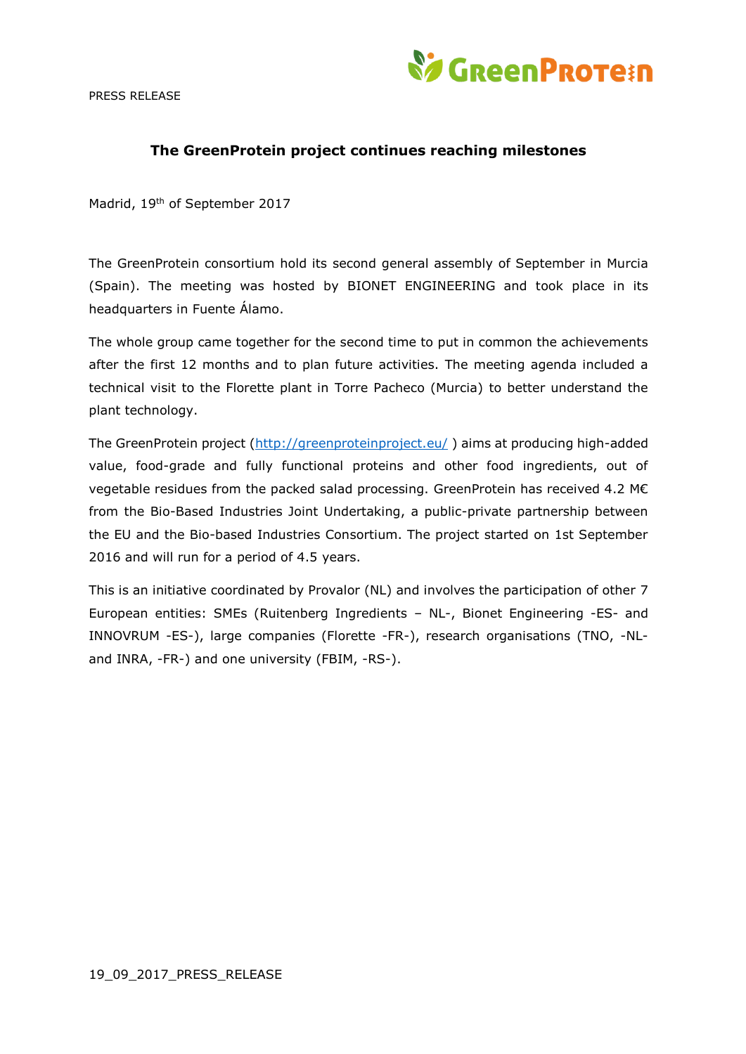PRESS RELEASE

## The GreenProtein project continues reaching milestones

Madrid, 19th of September 2017

The GreenProtein consortium hold its second general assembly of September in Murcia (Spain). The meeting was hosted by BIONET ENGINEERING and took place in its headquarters in Fuente Álamo.

The whole group came together for the second time to put in common the achievements after the first 12 months and to plan future activities. The meeting agenda included a technical visit to the Florette plant in Torre Pacheco (Murcia) to better understand the plant technology.

The GreenProtein project (http://greenproteinproject.eu/ ) aims at producing high-added value, food-grade and fully functional proteins and other food ingredients, out of vegetable residues from the packed salad processing. GreenProtein has received 4.2 M€ from the Bio-Based Industries Joint Undertaking, a public-private partnership between the EU and the Bio-based Industries Consortium. The project started on 1st September 2016 and will run for a period of 4.5 years.

This is an initiative coordinated by Provalor (NL) and involves the participation of other 7 European entities: SMEs (Ruitenberg Ingredients – NL-, Bionet Engineering -ES- and INNOVRUM -ES-), large companies (Florette -FR-), research organisations (TNO, -NL- and INRA, -FR-) and one university (FBIM, -RS-).

19_09_2017_PRESS_RELEASE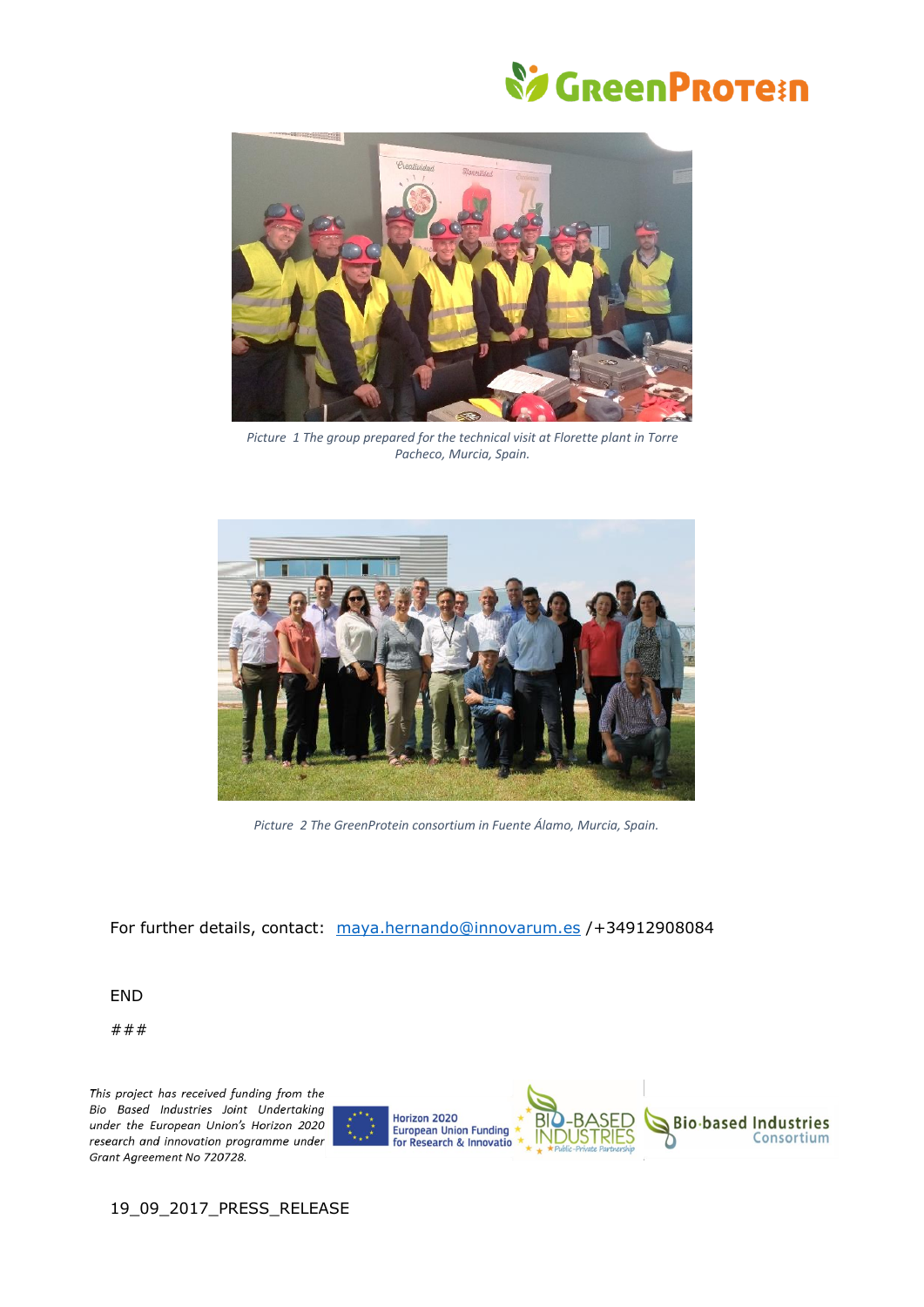Picture 1 The group prepared for the technical visit at Florette plant in Torre Pacheco, Murcia, Spain.

Picture 2 The GreenProtein consortium in Fuente Álamo, Murcia, Spain.

For further details, contact: maya.hernando@innovarum.es /+34912908084

END

###

*This project has received funding from the Bio Based Industries Joint Undertaking under the European Union's Horizon 2020 research and innovation programme under Grant Agreement No 720728.*

19_09_2017_PRESS_RELEASE